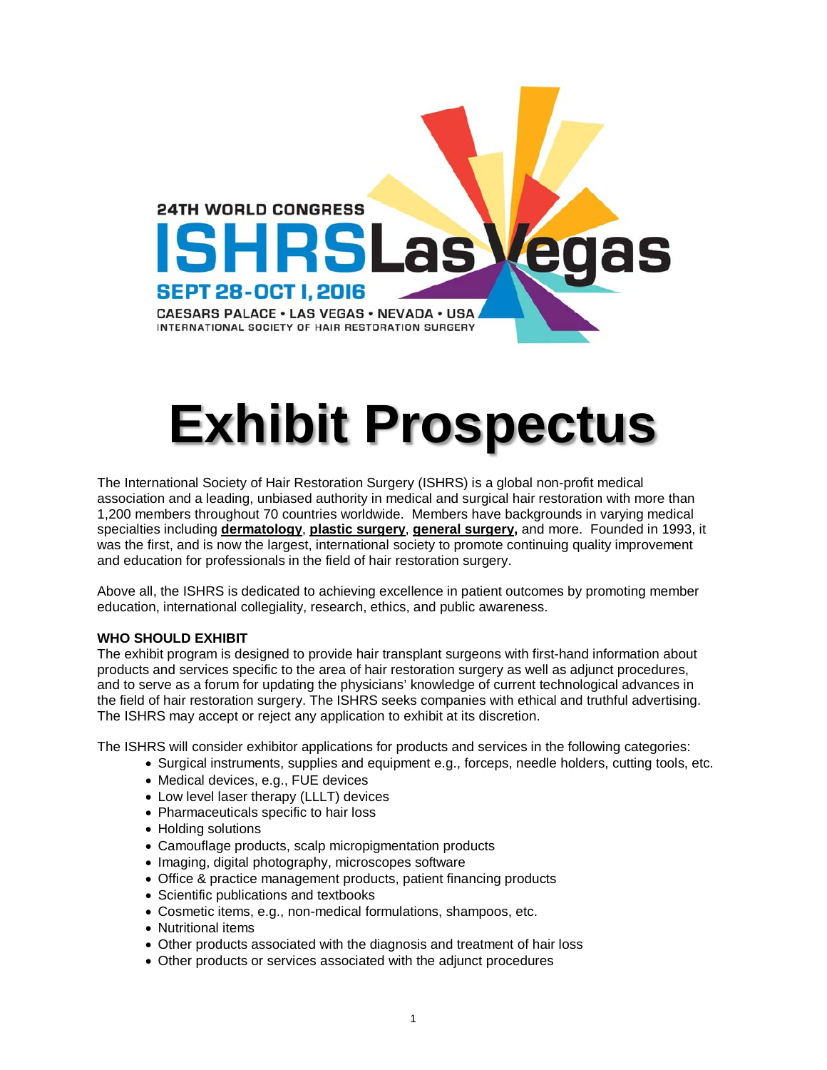24TH WORLD CONGRESS

**ISHRS Las Vegas**

**SEPT 28-OCT 1, 2016**

CAESARS PALACE • LAS VEGAS • NEVADA • USA

INTERNATIONAL SOCIETY OF HAIR RESTORATION SURGERY

# Exhibit Prospectus

The International Society of Hair Restoration Surgery (ISHRS) is a global non-profit medical association and a leading, unbiased authority in medical and surgical hair restoration with more than 1,200 members throughout 70 countries worldwide. Members have backgrounds in varying medical specialties including **dermatology**, **plastic surgery**, **general surgery,** and more. Founded in 1993, it was the first, and is now the largest, international society to promote continuing quality improvement and education for professionals in the field of hair restoration surgery.

Above all, the ISHRS is dedicated to achieving excellence in patient outcomes by promoting member education, international collegiality, research, ethics, and public awareness.

**WHO SHOULD EXHIBIT**

The exhibit program is designed to provide hair transplant surgeons with first-hand information about products and services specific to the area of hair restoration surgery as well as adjunct procedures, and to serve as a forum for updating the physicians' knowledge of current technological advances in the field of hair restoration surgery. The ISHRS seeks companies with ethical and truthful advertising. The ISHRS may accept or reject any application to exhibit at its discretion.

The ISHRS will consider exhibitor applications for products and services in the following categories:

- Surgical instruments, supplies and equipment e.g., forceps, needle holders, cutting tools, etc.
- Medical devices, e.g., FUE devices
- Low level laser therapy (LLLT) devices
- Pharmaceuticals specific to hair loss
- Holding solutions
- Camouflage products, scalp micropigmentation products
- Imaging, digital photography, microscopes software
- Office & practice management products, patient financing products
- Scientific publications and textbooks
- Cosmetic items, e.g., non-medical formulations, shampoos, etc.
- Nutritional items
- Other products associated with the diagnosis and treatment of hair loss
- Other products or services associated with the adjunct procedures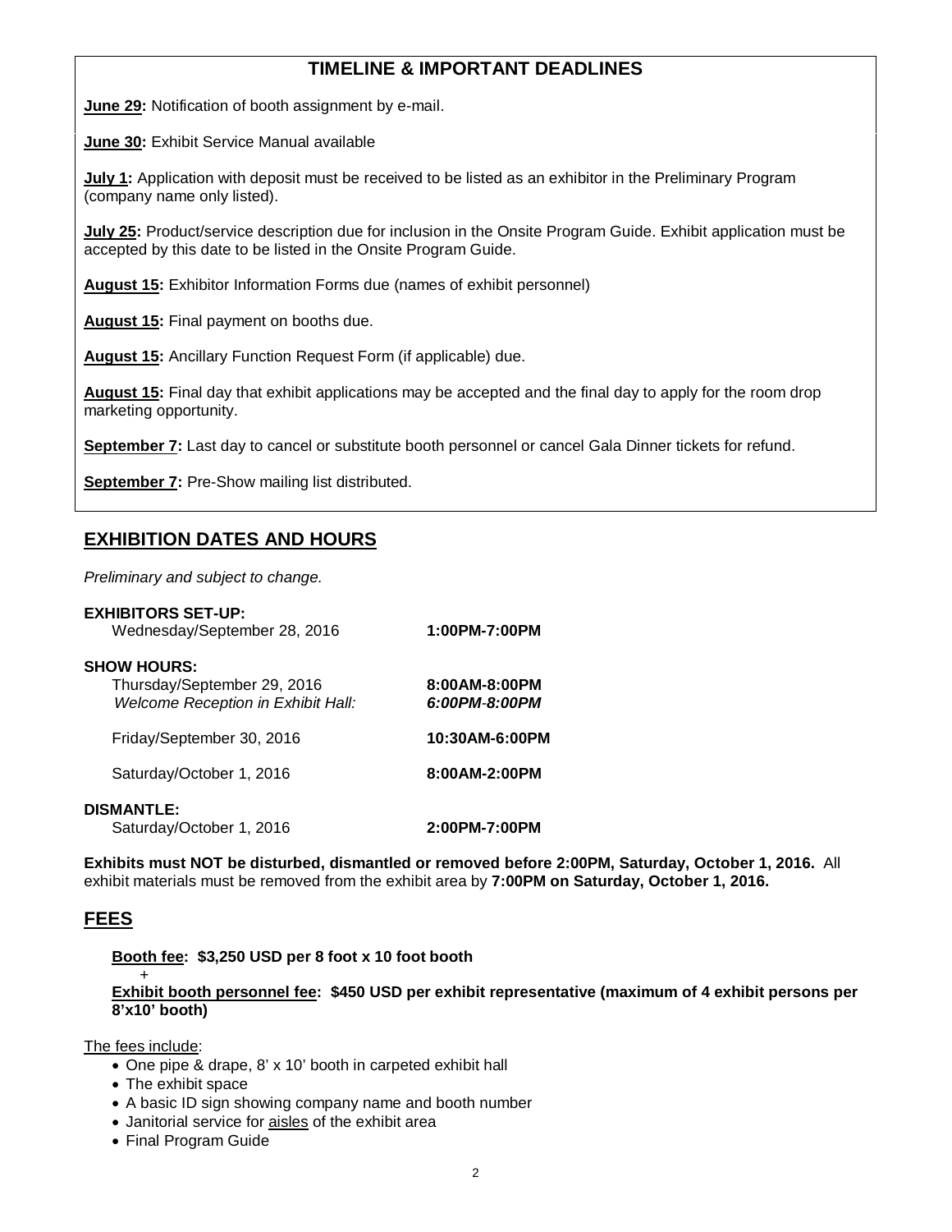## TIMELINE & IMPORTANT DEADLINES

**June 29:** Notification of booth assignment by e-mail.

**June 30:** Exhibit Service Manual available

**July 1:** Application with deposit must be received to be listed as an exhibitor in the Preliminary Program (company name only listed).

**July 25:** Product/service description due for inclusion in the Onsite Program Guide. Exhibit application must be accepted by this date to be listed in the Onsite Program Guide.

**August 15:** Exhibitor Information Forms due (names of exhibit personnel)

**August 15:** Final payment on booths due.

**August 15:** Ancillary Function Request Form (if applicable) due.

**August 15:** Final day that exhibit applications may be accepted and the final day to apply for the room drop marketing opportunity.

**September 7:** Last day to cancel or substitute booth personnel or cancel Gala Dinner tickets for refund.

**September 7:** Pre-Show mailing list distributed.

## EXHIBITION DATES AND HOURS

*Preliminary and subject to change.*

**EXHIBITORS SET-UP:**

| | |
|---|---|
| Wednesday/September 28, 2016 | **1:00PM-7:00PM** |

**SHOW HOURS:**

| | |
|---|---|
| Thursday/September 29, 2016 | **8:00AM-8:00PM** |
| *Welcome Reception in Exhibit Hall:* | ***6:00PM-8:00PM*** |
| Friday/September 30, 2016 | **10:30AM-6:00PM** |
| Saturday/October 1, 2016 | **8:00AM-2:00PM** |

**DISMANTLE:**

| | |
|---|---|
| Saturday/October 1, 2016 | **2:00PM-7:00PM** |

**Exhibits must NOT be disturbed, dismantled or removed before 2:00PM, Saturday, October 1, 2016.** All exhibit materials must be removed from the exhibit area by **7:00PM on Saturday, October 1, 2016.**

## FEES

**Booth fee: $3,250 USD per 8 foot x 10 foot booth**

+

**Exhibit booth personnel fee: $450 USD per exhibit representative (maximum of 4 exhibit persons per 8'x10' booth)**

The fees include:

- One pipe & drape, 8' x 10' booth in carpeted exhibit hall
- The exhibit space
- A basic ID sign showing company name and booth number
- Janitorial service for aisles of the exhibit area
- Final Program Guide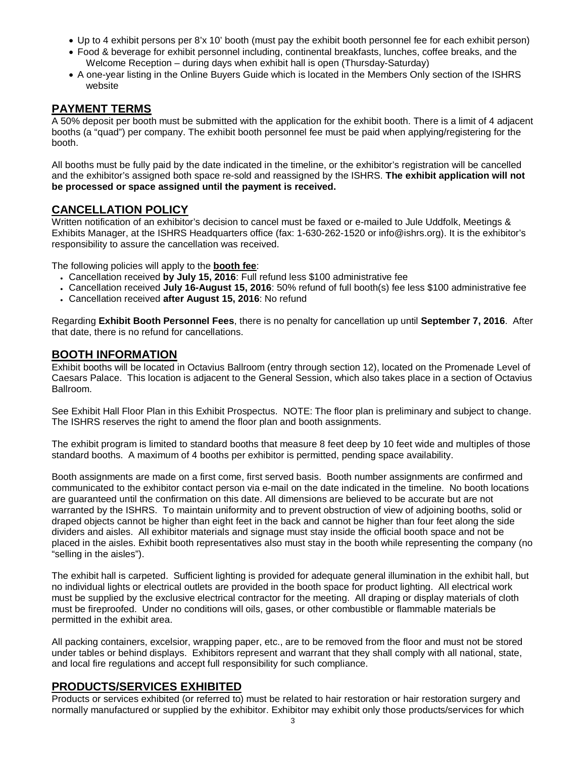- Up to 4 exhibit persons per 8'x 10' booth (must pay the exhibit booth personnel fee for each exhibit person)
- Food & beverage for exhibit personnel including, continental breakfasts, lunches, coffee breaks, and the Welcome Reception – during days when exhibit hall is open (Thursday-Saturday)
- A one-year listing in the Online Buyers Guide which is located in the Members Only section of the ISHRS website

## PAYMENT TERMS

A 50% deposit per booth must be submitted with the application for the exhibit booth. There is a limit of 4 adjacent booths (a "quad") per company. The exhibit booth personnel fee must be paid when applying/registering for the booth.

All booths must be fully paid by the date indicated in the timeline, or the exhibitor's registration will be cancelled and the exhibitor's assigned both space re-sold and reassigned by the ISHRS. **The exhibit application will not be processed or space assigned until the payment is received.**

## CANCELLATION POLICY

Written notification of an exhibitor's decision to cancel must be faxed or e-mailed to Jule Uddfolk, Meetings & Exhibits Manager, at the ISHRS Headquarters office (fax: 1-630-262-1520 or info@ishrs.org). It is the exhibitor's responsibility to assure the cancellation was received.

The following policies will apply to the **booth fee**:

- Cancellation received **by July 15, 2016**: Full refund less $100 administrative fee
- Cancellation received **July 16-August 15, 2016**: 50% refund of full booth(s) fee less $100 administrative fee
- Cancellation received **after August 15, 2016**: No refund

Regarding **Exhibit Booth Personnel Fees**, there is no penalty for cancellation up until **September 7, 2016**. After that date, there is no refund for cancellations.

## BOOTH INFORMATION

Exhibit booths will be located in Octavius Ballroom (entry through section 12), located on the Promenade Level of Caesars Palace. This location is adjacent to the General Session, which also takes place in a section of Octavius Ballroom.

See Exhibit Hall Floor Plan in this Exhibit Prospectus. NOTE: The floor plan is preliminary and subject to change. The ISHRS reserves the right to amend the floor plan and booth assignments.

The exhibit program is limited to standard booths that measure 8 feet deep by 10 feet wide and multiples of those standard booths. A maximum of 4 booths per exhibitor is permitted, pending space availability.

Booth assignments are made on a first come, first served basis. Booth number assignments are confirmed and communicated to the exhibitor contact person via e-mail on the date indicated in the timeline. No booth locations are guaranteed until the confirmation on this date. All dimensions are believed to be accurate but are not warranted by the ISHRS. To maintain uniformity and to prevent obstruction of view of adjoining booths, solid or draped objects cannot be higher than eight feet in the back and cannot be higher than four feet along the side dividers and aisles. All exhibitor materials and signage must stay inside the official booth space and not be placed in the aisles. Exhibit booth representatives also must stay in the booth while representing the company (no "selling in the aisles").

The exhibit hall is carpeted. Sufficient lighting is provided for adequate general illumination in the exhibit hall, but no individual lights or electrical outlets are provided in the booth space for product lighting. All electrical work must be supplied by the exclusive electrical contractor for the meeting. All draping or display materials of cloth must be fireproofed. Under no conditions will oils, gases, or other combustible or flammable materials be permitted in the exhibit area.

All packing containers, excelsior, wrapping paper, etc., are to be removed from the floor and must not be stored under tables or behind displays. Exhibitors represent and warrant that they shall comply with all national, state, and local fire regulations and accept full responsibility for such compliance.

## PRODUCTS/SERVICES EXHIBITED

Products or services exhibited (or referred to) must be related to hair restoration or hair restoration surgery and normally manufactured or supplied by the exhibitor. Exhibitor may exhibit only those products/services for which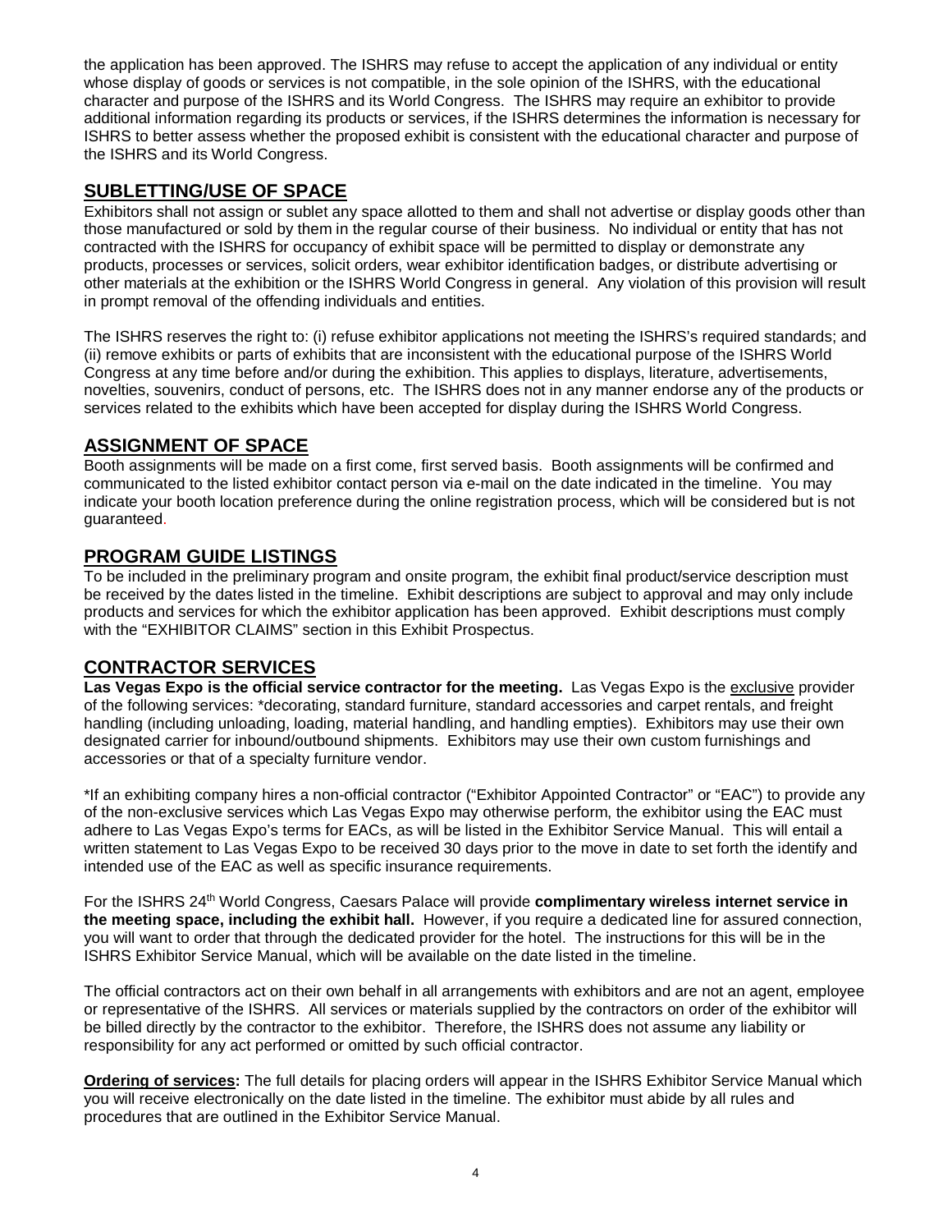the application has been approved. The ISHRS may refuse to accept the application of any individual or entity whose display of goods or services is not compatible, in the sole opinion of the ISHRS, with the educational character and purpose of the ISHRS and its World Congress. The ISHRS may require an exhibitor to provide additional information regarding its products or services, if the ISHRS determines the information is necessary for ISHRS to better assess whether the proposed exhibit is consistent with the educational character and purpose of the ISHRS and its World Congress.

## SUBLETTING/USE OF SPACE

Exhibitors shall not assign or sublet any space allotted to them and shall not advertise or display goods other than those manufactured or sold by them in the regular course of their business. No individual or entity that has not contracted with the ISHRS for occupancy of exhibit space will be permitted to display or demonstrate any products, processes or services, solicit orders, wear exhibitor identification badges, or distribute advertising or other materials at the exhibition or the ISHRS World Congress in general. Any violation of this provision will result in prompt removal of the offending individuals and entities.

The ISHRS reserves the right to: (i) refuse exhibitor applications not meeting the ISHRS's required standards; and (ii) remove exhibits or parts of exhibits that are inconsistent with the educational purpose of the ISHRS World Congress at any time before and/or during the exhibition. This applies to displays, literature, advertisements, novelties, souvenirs, conduct of persons, etc. The ISHRS does not in any manner endorse any of the products or services related to the exhibits which have been accepted for display during the ISHRS World Congress.

## ASSIGNMENT OF SPACE

Booth assignments will be made on a first come, first served basis. Booth assignments will be confirmed and communicated to the listed exhibitor contact person via e-mail on the date indicated in the timeline. You may indicate your booth location preference during the online registration process, which will be considered but is not guaranteed.

## PROGRAM GUIDE LISTINGS

To be included in the preliminary program and onsite program, the exhibit final product/service description must be received by the dates listed in the timeline. Exhibit descriptions are subject to approval and may only include products and services for which the exhibitor application has been approved. Exhibit descriptions must comply with the "EXHIBITOR CLAIMS" section in this Exhibit Prospectus.

## CONTRACTOR SERVICES

**Las Vegas Expo is the official service contractor for the meeting.** Las Vegas Expo is the exclusive provider of the following services: *decorating, standard furniture, standard accessories and carpet rentals, and freight handling (including unloading, loading, material handling, and handling empties). Exhibitors may use their own designated carrier for inbound/outbound shipments. Exhibitors may use their own custom furnishings and accessories or that of a specialty furniture vendor.

*If an exhibiting company hires a non-official contractor ("Exhibitor Appointed Contractor" or "EAC") to provide any of the non-exclusive services which Las Vegas Expo may otherwise perform, the exhibitor using the EAC must adhere to Las Vegas Expo's terms for EACs, as will be listed in the Exhibitor Service Manual. This will entail a written statement to Las Vegas Expo to be received 30 days prior to the move in date to set forth the identify and intended use of the EAC as well as specific insurance requirements.

For the ISHRS 24th World Congress, Caesars Palace will provide **complimentary wireless internet service in the meeting space, including the exhibit hall.** However, if you require a dedicated line for assured connection, you will want to order that through the dedicated provider for the hotel. The instructions for this will be in the ISHRS Exhibitor Service Manual, which will be available on the date listed in the timeline.

The official contractors act on their own behalf in all arrangements with exhibitors and are not an agent, employee or representative of the ISHRS. All services or materials supplied by the contractors on order of the exhibitor will be billed directly by the contractor to the exhibitor. Therefore, the ISHRS does not assume any liability or responsibility for any act performed or omitted by such official contractor.

**Ordering of services:** The full details for placing orders will appear in the ISHRS Exhibitor Service Manual which you will receive electronically on the date listed in the timeline. The exhibitor must abide by all rules and procedures that are outlined in the Exhibitor Service Manual.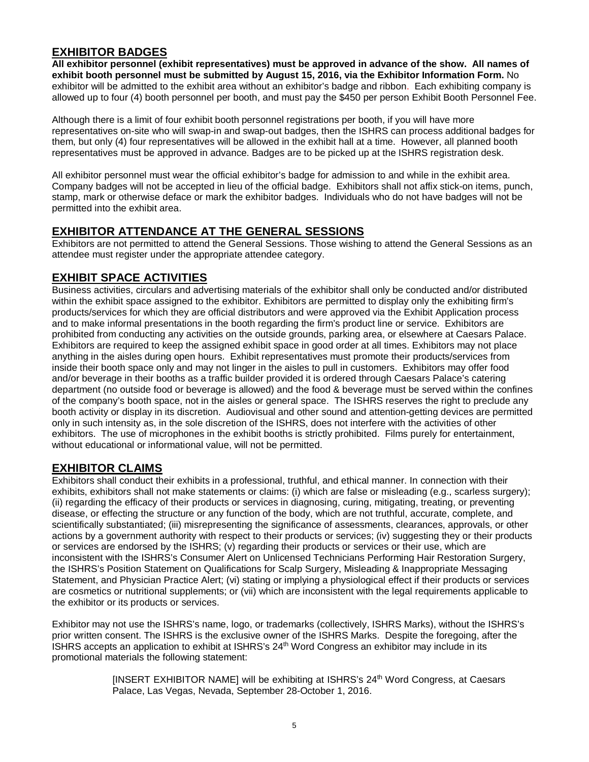## EXHIBITOR BADGES

**All exhibitor personnel (exhibit representatives) must be approved in advance of the show. All names of exhibit booth personnel must be submitted by August 15, 2016, via the Exhibitor Information Form.** No exhibitor will be admitted to the exhibit area without an exhibitor's badge and ribbon. Each exhibiting company is allowed up to four (4) booth personnel per booth, and must pay the $450 per person Exhibit Booth Personnel Fee.

Although there is a limit of four exhibit booth personnel registrations per booth, if you will have more representatives on-site who will swap-in and swap-out badges, then the ISHRS can process additional badges for them, but only (4) four representatives will be allowed in the exhibit hall at a time. However, all planned booth representatives must be approved in advance. Badges are to be picked up at the ISHRS registration desk.

All exhibitor personnel must wear the official exhibitor's badge for admission to and while in the exhibit area. Company badges will not be accepted in lieu of the official badge. Exhibitors shall not affix stick-on items, punch, stamp, mark or otherwise deface or mark the exhibitor badges. Individuals who do not have badges will not be permitted into the exhibit area.

## EXHIBITOR ATTENDANCE AT THE GENERAL SESSIONS

Exhibitors are not permitted to attend the General Sessions. Those wishing to attend the General Sessions as an attendee must register under the appropriate attendee category.

## EXHIBIT SPACE ACTIVITIES

Business activities, circulars and advertising materials of the exhibitor shall only be conducted and/or distributed within the exhibit space assigned to the exhibitor. Exhibitors are permitted to display only the exhibiting firm's products/services for which they are official distributors and were approved via the Exhibit Application process and to make informal presentations in the booth regarding the firm's product line or service. Exhibitors are prohibited from conducting any activities on the outside grounds, parking area, or elsewhere at Caesars Palace. Exhibitors are required to keep the assigned exhibit space in good order at all times. Exhibitors may not place anything in the aisles during open hours. Exhibit representatives must promote their products/services from inside their booth space only and may not linger in the aisles to pull in customers. Exhibitors may offer food and/or beverage in their booths as a traffic builder provided it is ordered through Caesars Palace's catering department (no outside food or beverage is allowed) and the food & beverage must be served within the confines of the company's booth space, not in the aisles or general space. The ISHRS reserves the right to preclude any booth activity or display in its discretion. Audiovisual and other sound and attention-getting devices are permitted only in such intensity as, in the sole discretion of the ISHRS, does not interfere with the activities of other exhibitors. The use of microphones in the exhibit booths is strictly prohibited. Films purely for entertainment, without educational or informational value, will not be permitted.

## EXHIBITOR CLAIMS

Exhibitors shall conduct their exhibits in a professional, truthful, and ethical manner. In connection with their exhibits, exhibitors shall not make statements or claims: (i) which are false or misleading (e.g., scarless surgery); (ii) regarding the efficacy of their products or services in diagnosing, curing, mitigating, treating, or preventing disease, or effecting the structure or any function of the body, which are not truthful, accurate, complete, and scientifically substantiated; (iii) misrepresenting the significance of assessments, clearances, approvals, or other actions by a government authority with respect to their products or services; (iv) suggesting they or their products or services are endorsed by the ISHRS; (v) regarding their products or services or their use, which are inconsistent with the ISHRS's Consumer Alert on Unlicensed Technicians Performing Hair Restoration Surgery, the ISHRS's Position Statement on Qualifications for Scalp Surgery, Misleading & Inappropriate Messaging Statement, and Physician Practice Alert; (vi) stating or implying a physiological effect if their products or services are cosmetics or nutritional supplements; or (vii) which are inconsistent with the legal requirements applicable to the exhibitor or its products or services.

Exhibitor may not use the ISHRS's name, logo, or trademarks (collectively, ISHRS Marks), without the ISHRS's prior written consent. The ISHRS is the exclusive owner of the ISHRS Marks. Despite the foregoing, after the ISHRS accepts an application to exhibit at ISHRS's 24th Word Congress an exhibitor may include in its promotional materials the following statement:

> [INSERT EXHIBITOR NAME] will be exhibiting at ISHRS's 24th Word Congress, at Caesars Palace, Las Vegas, Nevada, September 28-October 1, 2016.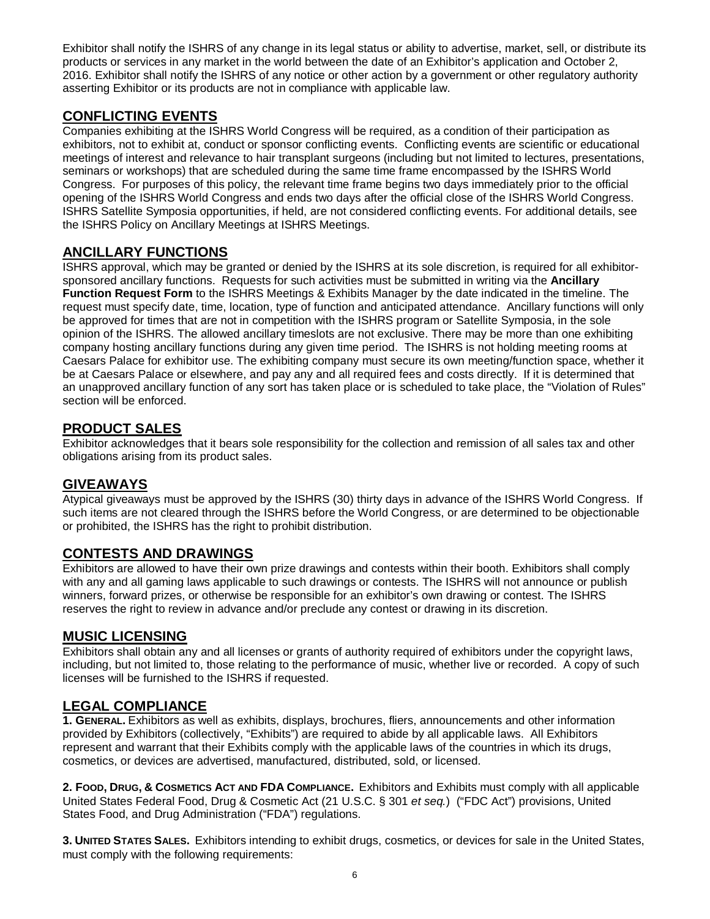Exhibitor shall notify the ISHRS of any change in its legal status or ability to advertise, market, sell, or distribute its products or services in any market in the world between the date of an Exhibitor's application and October 2, 2016. Exhibitor shall notify the ISHRS of any notice or other action by a government or other regulatory authority asserting Exhibitor or its products are not in compliance with applicable law.

## CONFLICTING EVENTS

Companies exhibiting at the ISHRS World Congress will be required, as a condition of their participation as exhibitors, not to exhibit at, conduct or sponsor conflicting events. Conflicting events are scientific or educational meetings of interest and relevance to hair transplant surgeons (including but not limited to lectures, presentations, seminars or workshops) that are scheduled during the same time frame encompassed by the ISHRS World Congress. For purposes of this policy, the relevant time frame begins two days immediately prior to the official opening of the ISHRS World Congress and ends two days after the official close of the ISHRS World Congress. ISHRS Satellite Symposia opportunities, if held, are not considered conflicting events. For additional details, see the ISHRS Policy on Ancillary Meetings at ISHRS Meetings.

## ANCILLARY FUNCTIONS

ISHRS approval, which may be granted or denied by the ISHRS at its sole discretion, is required for all exhibitor-sponsored ancillary functions. Requests for such activities must be submitted in writing via the **Ancillary Function Request Form** to the ISHRS Meetings & Exhibits Manager by the date indicated in the timeline. The request must specify date, time, location, type of function and anticipated attendance. Ancillary functions will only be approved for times that are not in competition with the ISHRS program or Satellite Symposia, in the sole opinion of the ISHRS. The allowed ancillary timeslots are not exclusive. There may be more than one exhibiting company hosting ancillary functions during any given time period. The ISHRS is not holding meeting rooms at Caesars Palace for exhibitor use. The exhibiting company must secure its own meeting/function space, whether it be at Caesars Palace or elsewhere, and pay any and all required fees and costs directly. If it is determined that an unapproved ancillary function of any sort has taken place or is scheduled to take place, the "Violation of Rules" section will be enforced.

## PRODUCT SALES

Exhibitor acknowledges that it bears sole responsibility for the collection and remission of all sales tax and other obligations arising from its product sales.

## GIVEAWAYS

Atypical giveaways must be approved by the ISHRS (30) thirty days in advance of the ISHRS World Congress. If such items are not cleared through the ISHRS before the World Congress, or are determined to be objectionable or prohibited, the ISHRS has the right to prohibit distribution.

## CONTESTS AND DRAWINGS

Exhibitors are allowed to have their own prize drawings and contests within their booth. Exhibitors shall comply with any and all gaming laws applicable to such drawings or contests. The ISHRS will not announce or publish winners, forward prizes, or otherwise be responsible for an exhibitor's own drawing or contest. The ISHRS reserves the right to review in advance and/or preclude any contest or drawing in its discretion.

## MUSIC LICENSING

Exhibitors shall obtain any and all licenses or grants of authority required of exhibitors under the copyright laws, including, but not limited to, those relating to the performance of music, whether live or recorded. A copy of such licenses will be furnished to the ISHRS if requested.

## LEGAL COMPLIANCE

**1. GENERAL.** Exhibitors as well as exhibits, displays, brochures, fliers, announcements and other information provided by Exhibitors (collectively, "Exhibits") are required to abide by all applicable laws. All Exhibitors represent and warrant that their Exhibits comply with the applicable laws of the countries in which its drugs, cosmetics, or devices are advertised, manufactured, distributed, sold, or licensed.

**2. FOOD, DRUG, & COSMETICS ACT AND FDA COMPLIANCE.** Exhibitors and Exhibits must comply with all applicable United States Federal Food, Drug & Cosmetic Act (21 U.S.C. § 301 *et seq.*) ("FDC Act") provisions, United States Food, and Drug Administration ("FDA") regulations.

**3. UNITED STATES SALES.** Exhibitors intending to exhibit drugs, cosmetics, or devices for sale in the United States, must comply with the following requirements: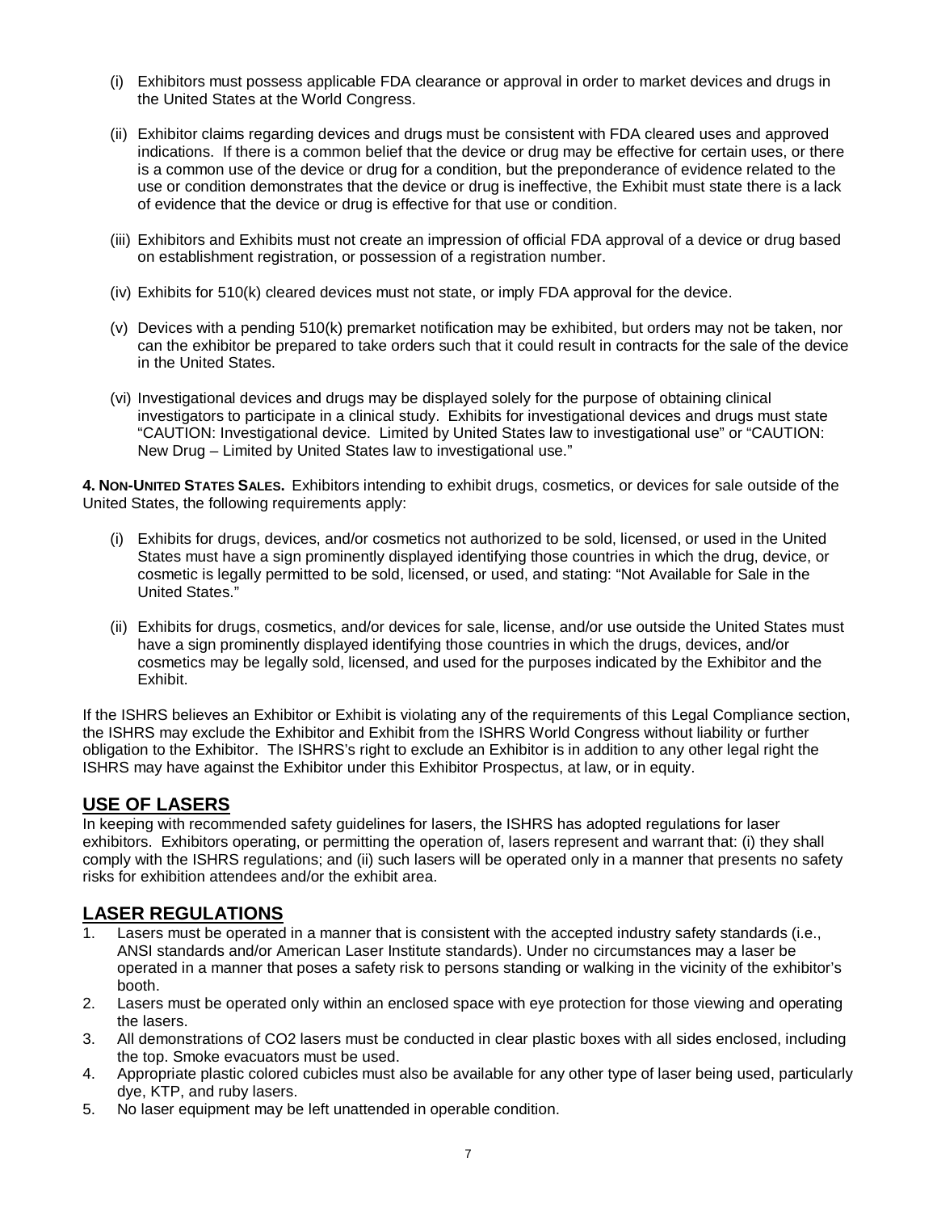(i) Exhibitors must possess applicable FDA clearance or approval in order to market devices and drugs in the United States at the World Congress.

(ii) Exhibitor claims regarding devices and drugs must be consistent with FDA cleared uses and approved indications. If there is a common belief that the device or drug may be effective for certain uses, or there is a common use of the device or drug for a condition, but the preponderance of evidence related to the use or condition demonstrates that the device or drug is ineffective, the Exhibit must state there is a lack of evidence that the device or drug is effective for that use or condition.

(iii) Exhibitors and Exhibits must not create an impression of official FDA approval of a device or drug based on establishment registration, or possession of a registration number.

(iv) Exhibits for 510(k) cleared devices must not state, or imply FDA approval for the device.

(v) Devices with a pending 510(k) premarket notification may be exhibited, but orders may not be taken, nor can the exhibitor be prepared to take orders such that it could result in contracts for the sale of the device in the United States.

(vi) Investigational devices and drugs may be displayed solely for the purpose of obtaining clinical investigators to participate in a clinical study. Exhibits for investigational devices and drugs must state "CAUTION: Investigational device. Limited by United States law to investigational use" or "CAUTION: New Drug – Limited by United States law to investigational use."

**4. NON-UNITED STATES SALES.** Exhibitors intending to exhibit drugs, cosmetics, or devices for sale outside of the United States, the following requirements apply:

(i) Exhibits for drugs, devices, and/or cosmetics not authorized to be sold, licensed, or used in the United States must have a sign prominently displayed identifying those countries in which the drug, device, or cosmetic is legally permitted to be sold, licensed, or used, and stating: "Not Available for Sale in the United States."

(ii) Exhibits for drugs, cosmetics, and/or devices for sale, license, and/or use outside the United States must have a sign prominently displayed identifying those countries in which the drugs, devices, and/or cosmetics may be legally sold, licensed, and used for the purposes indicated by the Exhibitor and the Exhibit.

If the ISHRS believes an Exhibitor or Exhibit is violating any of the requirements of this Legal Compliance section, the ISHRS may exclude the Exhibitor and Exhibit from the ISHRS World Congress without liability or further obligation to the Exhibitor. The ISHRS's right to exclude an Exhibitor is in addition to any other legal right the ISHRS may have against the Exhibitor under this Exhibitor Prospectus, at law, or in equity.

## USE OF LASERS

In keeping with recommended safety guidelines for lasers, the ISHRS has adopted regulations for laser exhibitors. Exhibitors operating, or permitting the operation of, lasers represent and warrant that: (i) they shall comply with the ISHRS regulations; and (ii) such lasers will be operated only in a manner that presents no safety risks for exhibition attendees and/or the exhibit area.

## LASER REGULATIONS

1. Lasers must be operated in a manner that is consistent with the accepted industry safety standards (i.e., ANSI standards and/or American Laser Institute standards). Under no circumstances may a laser be operated in a manner that poses a safety risk to persons standing or walking in the vicinity of the exhibitor's booth.
2. Lasers must be operated only within an enclosed space with eye protection for those viewing and operating the lasers.
3. All demonstrations of $CO_2$ lasers must be conducted in clear plastic boxes with all sides enclosed, including the top. Smoke evacuators must be used.
4. Appropriate plastic colored cubicles must also be available for any other type of laser being used, particularly dye, KTP, and ruby lasers.
5. No laser equipment may be left unattended in operable condition.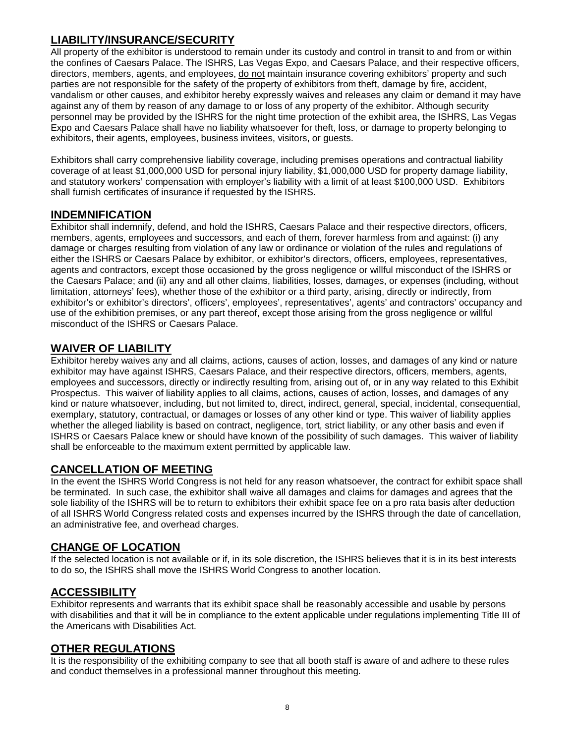## LIABILITY/INSURANCE/SECURITY

All property of the exhibitor is understood to remain under its custody and control in transit to and from or within the confines of Caesars Palace. The ISHRS, Las Vegas Expo, and Caesars Palace, and their respective officers, directors, members, agents, and employees, do not maintain insurance covering exhibitors' property and such parties are not responsible for the safety of the property of exhibitors from theft, damage by fire, accident, vandalism or other causes, and exhibitor hereby expressly waives and releases any claim or demand it may have against any of them by reason of any damage to or loss of any property of the exhibitor. Although security personnel may be provided by the ISHRS for the night time protection of the exhibit area, the ISHRS, Las Vegas Expo and Caesars Palace shall have no liability whatsoever for theft, loss, or damage to property belonging to exhibitors, their agents, employees, business invitees, visitors, or guests.

Exhibitors shall carry comprehensive liability coverage, including premises operations and contractual liability coverage of at least $1,000,000 USD for personal injury liability, $1,000,000 USD for property damage liability, and statutory workers' compensation with employer's liability with a limit of at least $100,000 USD. Exhibitors shall furnish certificates of insurance if requested by the ISHRS.

## INDEMNIFICATION

Exhibitor shall indemnify, defend, and hold the ISHRS, Caesars Palace and their respective directors, officers, members, agents, employees and successors, and each of them, forever harmless from and against: (i) any damage or charges resulting from violation of any law or ordinance or violation of the rules and regulations of either the ISHRS or Caesars Palace by exhibitor, or exhibitor's directors, officers, employees, representatives, agents and contractors, except those occasioned by the gross negligence or willful misconduct of the ISHRS or the Caesars Palace; and (ii) any and all other claims, liabilities, losses, damages, or expenses (including, without limitation, attorneys' fees), whether those of the exhibitor or a third party, arising, directly or indirectly, from exhibitor's or exhibitor's directors', officers', employees', representatives', agents' and contractors' occupancy and use of the exhibition premises, or any part thereof, except those arising from the gross negligence or willful misconduct of the ISHRS or Caesars Palace.

## WAIVER OF LIABILITY

Exhibitor hereby waives any and all claims, actions, causes of action, losses, and damages of any kind or nature exhibitor may have against ISHRS, Caesars Palace, and their respective directors, officers, members, agents, employees and successors, directly or indirectly resulting from, arising out of, or in any way related to this Exhibit Prospectus. This waiver of liability applies to all claims, actions, causes of action, losses, and damages of any kind or nature whatsoever, including, but not limited to, direct, indirect, general, special, incidental, consequential, exemplary, statutory, contractual, or damages or losses of any other kind or type. This waiver of liability applies whether the alleged liability is based on contract, negligence, tort, strict liability, or any other basis and even if ISHRS or Caesars Palace knew or should have known of the possibility of such damages. This waiver of liability shall be enforceable to the maximum extent permitted by applicable law.

## CANCELLATION OF MEETING

In the event the ISHRS World Congress is not held for any reason whatsoever, the contract for exhibit space shall be terminated. In such case, the exhibitor shall waive all damages and claims for damages and agrees that the sole liability of the ISHRS will be to return to exhibitors their exhibit space fee on a pro rata basis after deduction of all ISHRS World Congress related costs and expenses incurred by the ISHRS through the date of cancellation, an administrative fee, and overhead charges.

## CHANGE OF LOCATION

If the selected location is not available or if, in its sole discretion, the ISHRS believes that it is in its best interests to do so, the ISHRS shall move the ISHRS World Congress to another location.

## ACCESSIBILITY

Exhibitor represents and warrants that its exhibit space shall be reasonably accessible and usable by persons with disabilities and that it will be in compliance to the extent applicable under regulations implementing Title III of the Americans with Disabilities Act.

## OTHER REGULATIONS

It is the responsibility of the exhibiting company to see that all booth staff is aware of and adhere to these rules and conduct themselves in a professional manner throughout this meeting.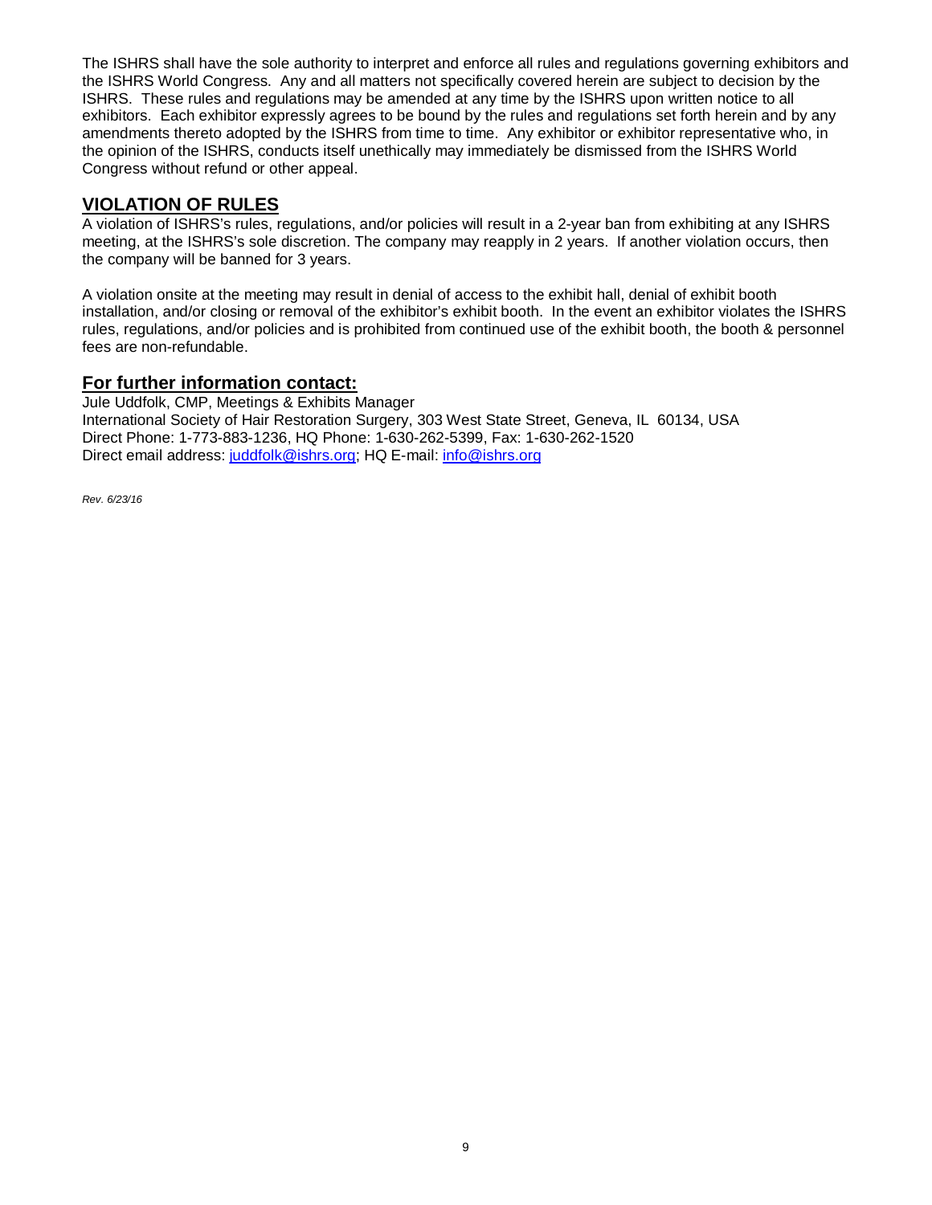The ISHRS shall have the sole authority to interpret and enforce all rules and regulations governing exhibitors and the ISHRS World Congress. Any and all matters not specifically covered herein are subject to decision by the ISHRS. These rules and regulations may be amended at any time by the ISHRS upon written notice to all exhibitors. Each exhibitor expressly agrees to be bound by the rules and regulations set forth herein and by any amendments thereto adopted by the ISHRS from time to time. Any exhibitor or exhibitor representative who, in the opinion of the ISHRS, conducts itself unethically may immediately be dismissed from the ISHRS World Congress without refund or other appeal.

## VIOLATION OF RULES

A violation of ISHRS's rules, regulations, and/or policies will result in a 2-year ban from exhibiting at any ISHRS meeting, at the ISHRS's sole discretion. The company may reapply in 2 years. If another violation occurs, then the company will be banned for 3 years.

A violation onsite at the meeting may result in denial of access to the exhibit hall, denial of exhibit booth installation, and/or closing or removal of the exhibitor's exhibit booth. In the event an exhibitor violates the ISHRS rules, regulations, and/or policies and is prohibited from continued use of the exhibit booth, the booth & personnel fees are non-refundable.

## For further information contact:

Jule Uddfolk, CMP, Meetings & Exhibits Manager
International Society of Hair Restoration Surgery, 303 West State Street, Geneva, IL 60134, USA
Direct Phone: 1-773-883-1236, HQ Phone: 1-630-262-5399, Fax: 1-630-262-1520
Direct email address: juddfolk@ishrs.org; HQ E-mail: info@ishrs.org

*Rev. 6/23/16*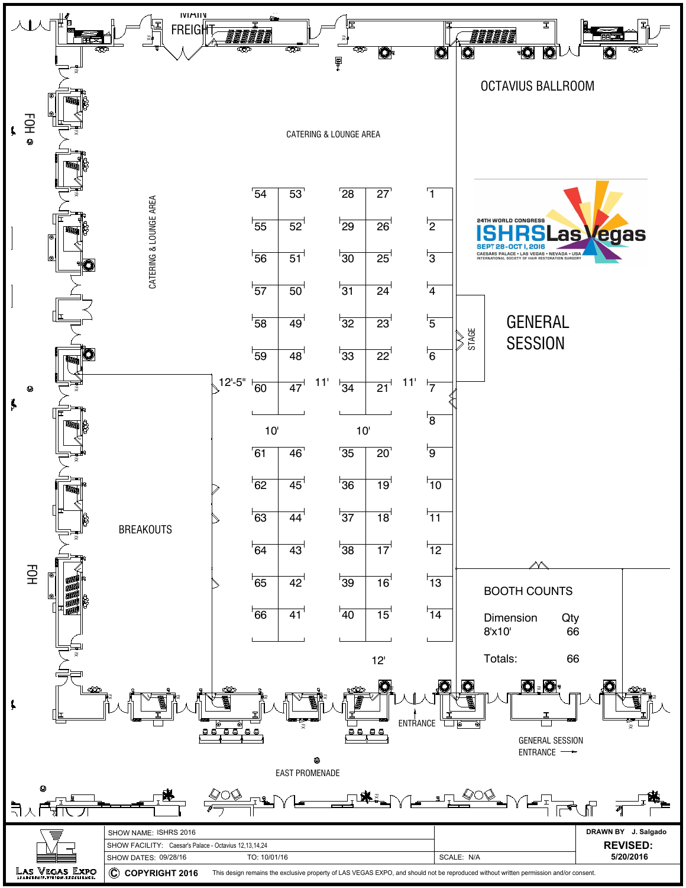MAIN FREIGHT

OCTAVIUS BALLROOM

CATERING & LOUNGE AREA

FOH

CATERING & LOUNGE AREA

24TH WORLD CONGRESS
ISHRS Las Vegas
SEPT 28-OCT 1, 2016
CAESARS PALACE • LAS VEGAS • NEVADA • USA
INTERNATIONAL SOCIETY OF HAIR RESTORATION SURGERY

54 53 28 27 1
55 52 29 26 2
56 51 30 25 3
57 50 31 24 4
58 49 32 23 5
59 48 33 22 6
12'-5" 60 47 11' 34 21 11' 7
10' 10' 8
61 46 35 20 9
62 45 36 19 10
63 44 37 18 11
64 43 38 17 12
65 42 39 16 13
66 41 40 15 14
12'

STAGE

GENERAL SESSION

BREAKOUTS

FOH

## BOOTH COUNTS

| Dimension | Qty |
|---|---|
| 8'x10' | 66 |
| Totals: | 66 |

ENTRANCE

GENERAL SESSION ENTRANCE

EAST PROMENADE

| | | | |
|---|---|---|---|
| LAS VEGAS EXPO | SHOW NAME: ISHRS 2016 | | DRAWN BY J. Salgado |
| | SHOW FACILITY: Caesar's Palace - Octavius 12,13,14,24 | | REVISED: |
| | SHOW DATES: 09/28/16 TO: 10/01/16 | SCALE: N/A | 5/20/2016 |

© COPYRIGHT 2016 This design remains the exclusive property of LAS VEGAS EXPO, and should not be reproduced without written permission and/or consent.